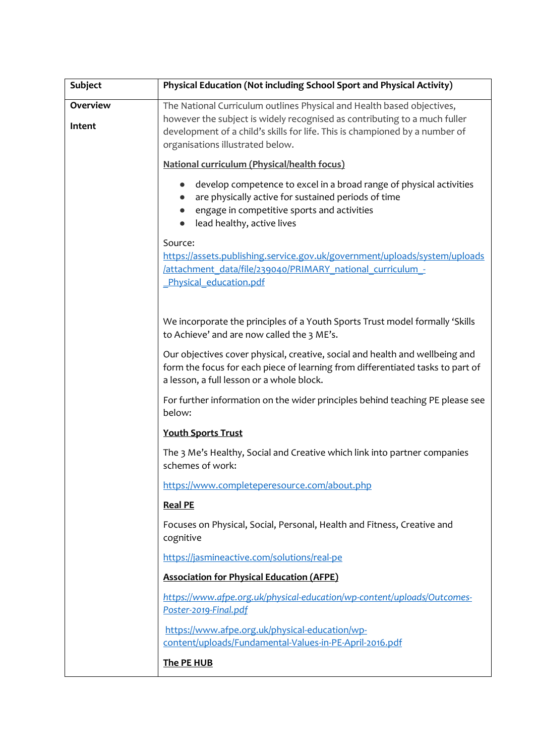| Subject | Physical Education (Not including School Sport and Physical Activity) |
|---|---|
| **Overview**<br><br>**Intent** | The National Curriculum outlines Physical and Health based objectives, however the subject is widely recognised as contributing to a much fuller development of a child's skills for life. This is championed by a number of organisations illustrated below.<br><br>**National curriculum (Physical/health focus)**<br><br>• develop competence to excel in a broad range of physical activities<br>• are physically active for sustained periods of time<br>• engage in competitive sports and activities<br>• lead healthy, active lives<br><br>Source: https://assets.publishing.service.gov.uk/government/uploads/system/uploads/attachment_data/file/239040/PRIMARY_national_curriculum_-_Physical_education.pdf<br><br>We incorporate the principles of a Youth Sports Trust model formally 'Skills to Achieve' and are now called the 3 ME's.<br><br>Our objectives cover physical, creative, social and health and wellbeing and form the focus for each piece of learning from differentiated tasks to part of a lesson, a full lesson or a whole block.<br><br>For further information on the wider principles behind teaching PE please see below:<br><br>**Youth Sports Trust**<br><br>The 3 Me's Healthy, Social and Creative which link into partner companies schemes of work:<br><br>https://www.completeperesource.com/about.php<br><br>**Real PE**<br><br>Focuses on Physical, Social, Personal, Health and Fitness, Creative and cognitive<br><br>https://jasmineactive.com/solutions/real-pe<br><br>**Association for Physical Education (AFPE)**<br><br>*https://www.afpe.org.uk/physical-education/wp-content/uploads/Outcomes-Poster-2019-Final.pdf*<br><br>https://www.afpe.org.uk/physical-education/wp-content/uploads/Fundamental-Values-in-PE-April-2016.pdf<br><br>**The PE HUB** |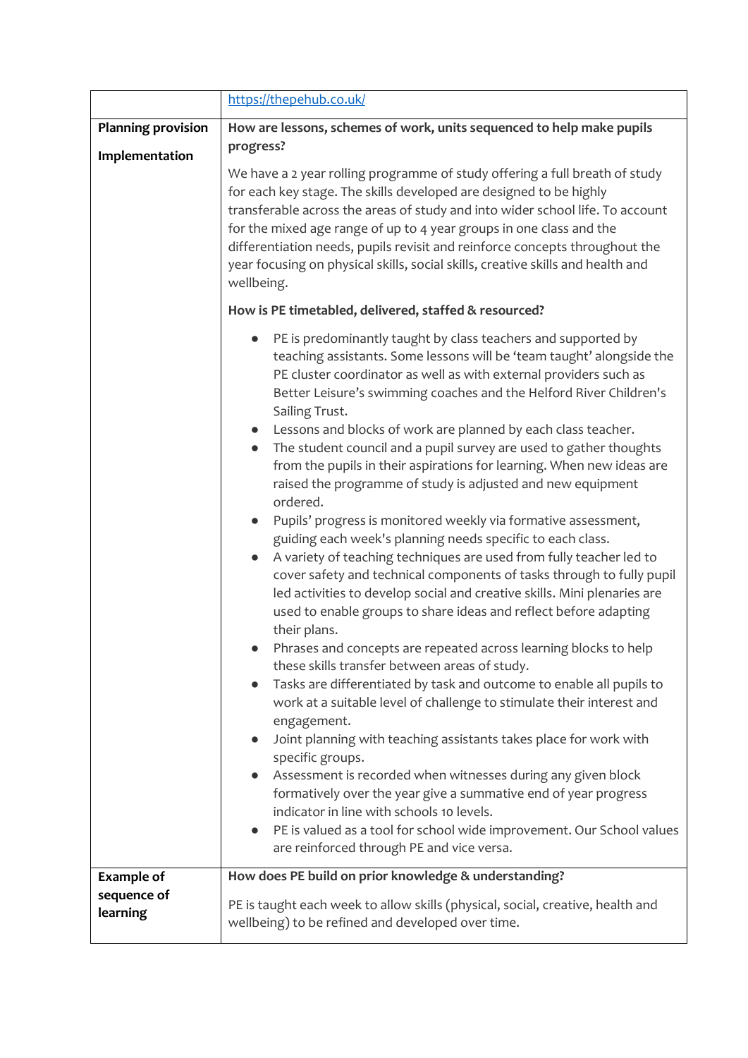| | |
|---|---|
| | https://thepehub.co.uk/ |
| **Planning provision**<br><br>**Implementation** | **How are lessons, schemes of work, units sequenced to help make pupils progress?**<br><br>We have a 2 year rolling programme of study offering a full breath of study for each key stage. The skills developed are designed to be highly transferable across the areas of study and into wider school life. To account for the mixed age range of up to 4 year groups in one class and the differentiation needs, pupils revisit and reinforce concepts throughout the year focusing on physical skills, social skills, creative skills and health and wellbeing.<br><br>**How is PE timetabled, delivered, staffed & resourced?**<br><br>• PE is predominantly taught by class teachers and supported by teaching assistants. Some lessons will be 'team taught' alongside the PE cluster coordinator as well as with external providers such as Better Leisure's swimming coaches and the Helford River Children's Sailing Trust.<br>• Lessons and blocks of work are planned by each class teacher.<br>• The student council and a pupil survey are used to gather thoughts from the pupils in their aspirations for learning. When new ideas are raised the programme of study is adjusted and new equipment ordered.<br>• Pupils' progress is monitored weekly via formative assessment, guiding each week's planning needs specific to each class.<br>• A variety of teaching techniques are used from fully teacher led to cover safety and technical components of tasks through to fully pupil led activities to develop social and creative skills. Mini plenaries are used to enable groups to share ideas and reflect before adapting their plans.<br>• Phrases and concepts are repeated across learning blocks to help these skills transfer between areas of study.<br>• Tasks are differentiated by task and outcome to enable all pupils to work at a suitable level of challenge to stimulate their interest and engagement.<br>• Joint planning with teaching assistants takes place for work with specific groups.<br>• Assessment is recorded when witnesses during any given block formatively over the year give a summative end of year progress indicator in line with schools 10 levels.<br>• PE is valued as a tool for school wide improvement. Our School values are reinforced through PE and vice versa. |
| **Example of sequence of learning** | **How does PE build on prior knowledge & understanding?**<br><br>PE is taught each week to allow skills (physical, social, creative, health and wellbeing) to be refined and developed over time. |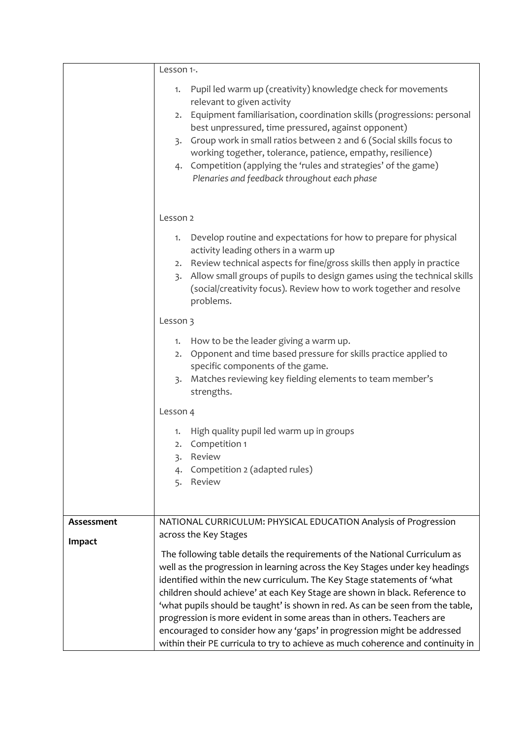| | |
|---|---|
| | Lesson 1-.<br><br>1. Pupil led warm up (creativity) knowledge check for movements relevant to given activity<br>2. Equipment familiarisation, coordination skills (progressions: personal best unpressured, time pressured, against opponent)<br>3. Group work in small ratios between 2 and 6 (Social skills focus to working together, tolerance, patience, empathy, resilience)<br>4. Competition (applying the 'rules and strategies' of the game)<br>*Plenaries and feedback throughout each phase*<br><br>Lesson 2<br><br>1. Develop routine and expectations for how to prepare for physical activity leading others in a warm up<br>2. Review technical aspects for fine/gross skills then apply in practice<br>3. Allow small groups of pupils to design games using the technical skills (social/creativity focus). Review how to work together and resolve problems.<br><br>Lesson 3<br><br>1. How to be the leader giving a warm up.<br>2. Opponent and time based pressure for skills practice applied to specific components of the game.<br>3. Matches reviewing key fielding elements to team member's strengths.<br><br>Lesson 4<br><br>1. High quality pupil led warm up in groups<br>2. Competition 1<br>3. Review<br>4. Competition 2 (adapted rules)<br>5. Review |
| **Assessment**<br><br>**Impact** | NATIONAL CURRICULUM: PHYSICAL EDUCATION Analysis of Progression across the Key Stages<br><br>The following table details the requirements of the National Curriculum as well as the progression in learning across the Key Stages under key headings identified within the new curriculum. The Key Stage statements of 'what children should achieve' at each Key Stage are shown in black. Reference to 'what pupils should be taught' is shown in red. As can be seen from the table, progression is more evident in some areas than in others. Teachers are encouraged to consider how any 'gaps' in progression might be addressed within their PE curricula to try to achieve as much coherence and continuity in |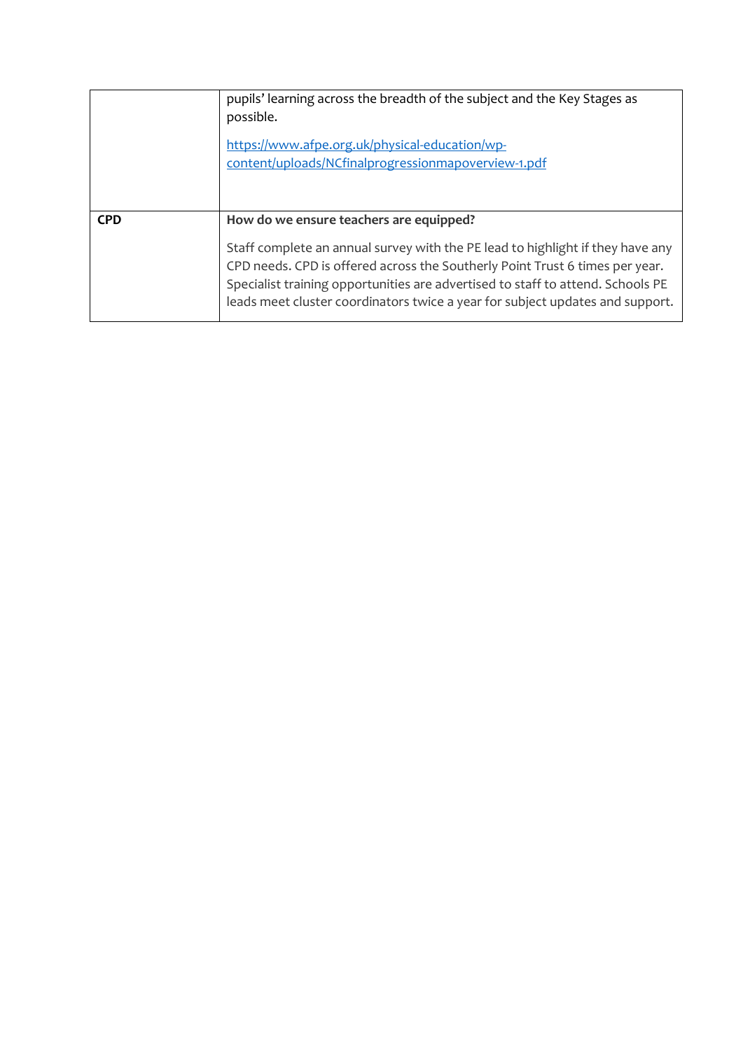| | |
|---|---|
| | pupils' learning across the breadth of the subject and the Key Stages as possible.<br><br>https://www.afpe.org.uk/physical-education/wp-content/uploads/NCfinalprogressionmapoverview-1.pdf |
| **CPD** | **How do we ensure teachers are equipped?**<br><br>Staff complete an annual survey with the PE lead to highlight if they have any CPD needs. CPD is offered across the Southerly Point Trust 6 times per year. Specialist training opportunities are advertised to staff to attend. Schools PE leads meet cluster coordinators twice a year for subject updates and support. |